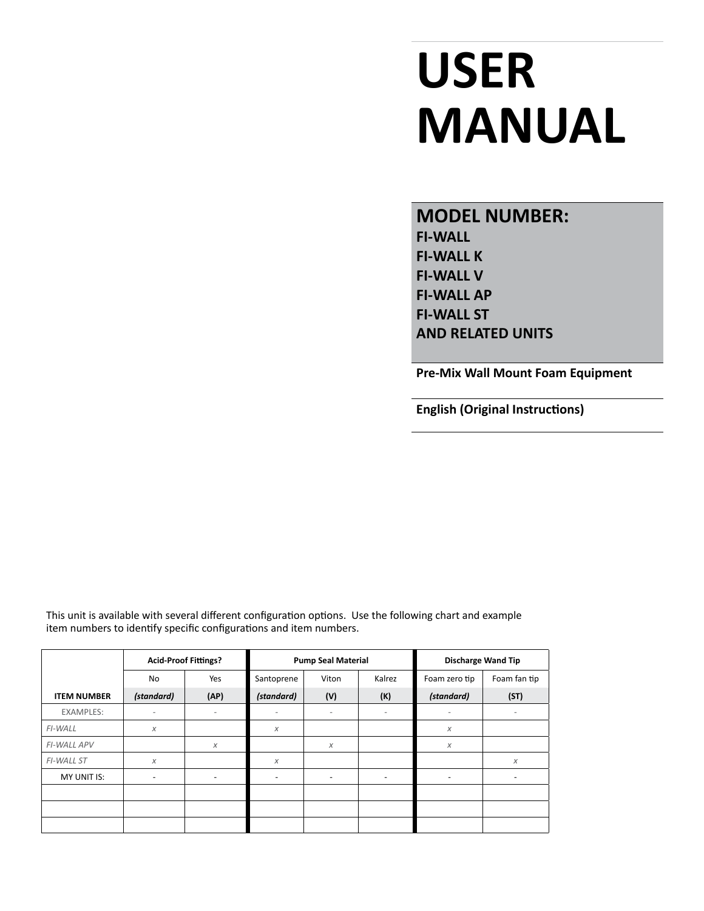# USER MANUAL

## MODEL NUMBER:

**FI-WALL**
**FI-WALL K**
**FI-WALL V**
**FI-WALL AP**
**FI-WALL ST**
**AND RELATED UNITS**

**Pre-Mix Wall Mount Foam Equipment**

**English (Original Instructions)**

This unit is available with several different configuration options. Use the following chart and example item numbers to identify specific configurations and item numbers.

| | Acid-Proof Fittings? | | Pump Seal Material | | | Discharge Wand Tip | |
|---|---|---|---|---|---|---|---|
| | No | Yes | Santoprene | Viton | Kalrez | Foam zero tip | Foam fan tip |
| **ITEM NUMBER** | ***(standard)*** | **(AP)** | ***(standard)*** | **(V)** | **(K)** | ***(standard)*** | **(ST)** |
| EXAMPLES: | - | - | - | - | - | - | - |
| *FI-WALL* | *x* | | *x* | | | *x* | |
| *FI-WALL APV* | | *x* | | *x* | | *x* | |
| *FI-WALL ST* | *x* | | *x* | | | | *x* |
| MY UNIT IS: | - | - | - | - | - | - | - |
| | | | | | | | |
| | | | | | | | |
| | | | | | | | |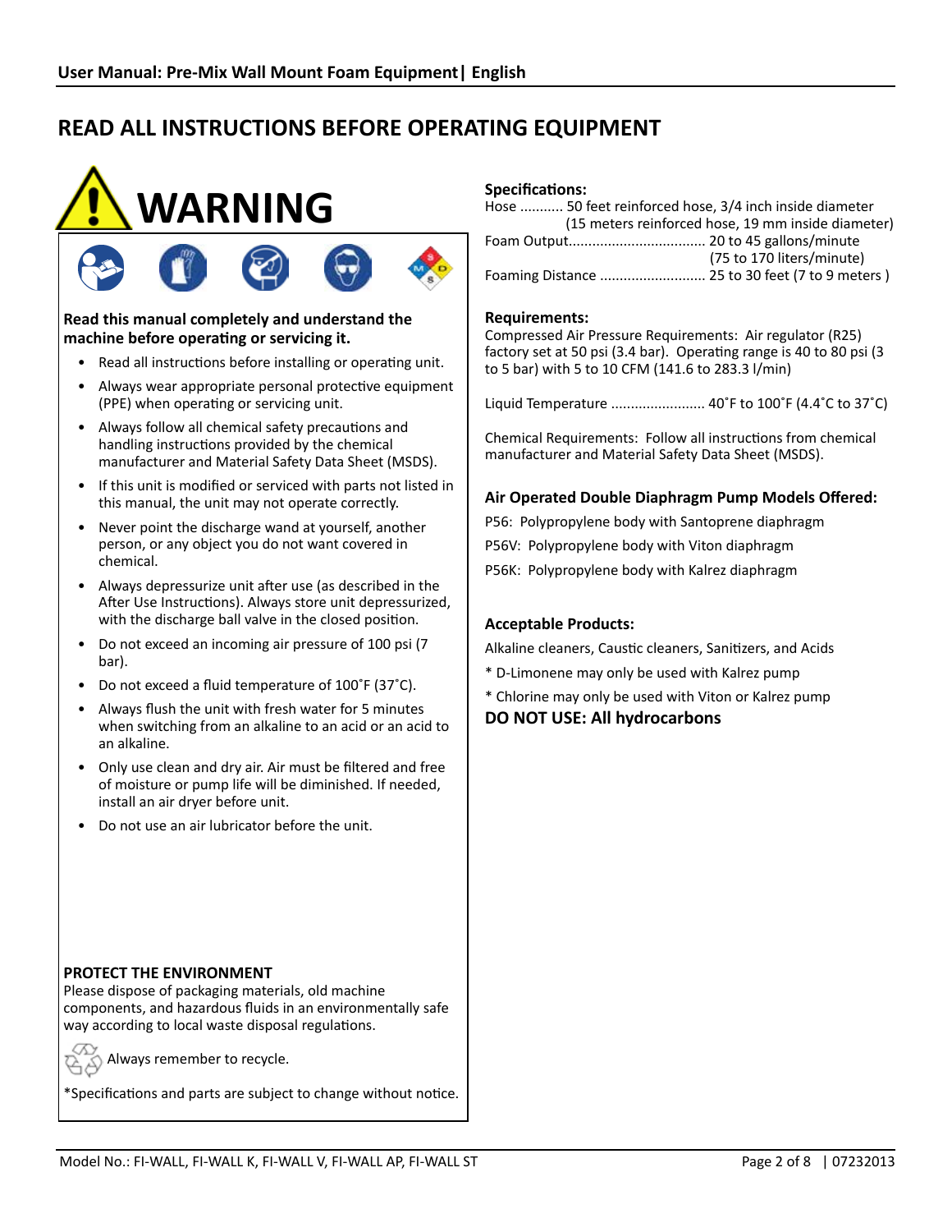# READ ALL INSTRUCTIONS BEFORE OPERATING EQUIPMENT

## WARNING

**Read this manual completely and understand the machine before operating or servicing it.**

- Read all instructions before installing or operating unit.
- Always wear appropriate personal protective equipment (PPE) when operating or servicing unit.
- Always follow all chemical safety precautions and handling instructions provided by the chemical manufacturer and Material Safety Data Sheet (MSDS).
- If this unit is modified or serviced with parts not listed in this manual, the unit may not operate correctly.
- Never point the discharge wand at yourself, another person, or any object you do not want covered in chemical.
- Always depressurize unit after use (as described in the After Use Instructions). Always store unit depressurized, with the discharge ball valve in the closed position.
- Do not exceed an incoming air pressure of 100 psi (7 bar).
- Do not exceed a fluid temperature of 100˚F (37˚C).
- Always flush the unit with fresh water for 5 minutes when switching from an alkaline to an acid or an acid to an alkaline.
- Only use clean and dry air. Air must be filtered and free of moisture or pump life will be diminished. If needed, install an air dryer before unit.
- Do not use an air lubricator before the unit.

**PROTECT THE ENVIRONMENT**
Please dispose of packaging materials, old machine components, and hazardous fluids in an environmentally safe way according to local waste disposal regulations.

Always remember to recycle.

*Specifications and parts are subject to change without notice.

**Specifications:**

Hose ........... 50 feet reinforced hose, 3/4 inch inside diameter
(15 meters reinforced hose, 19 mm inside diameter)
Foam Output.................................. 20 to 45 gallons/minute
(75 to 170 liters/minute)
Foaming Distance .......................... 25 to 30 feet (7 to 9 meters )

**Requirements:**

Compressed Air Pressure Requirements: Air regulator (R25) factory set at 50 psi (3.4 bar). Operating range is 40 to 80 psi (3 to 5 bar) with 5 to 10 CFM (141.6 to 283.3 l/min)

Liquid Temperature ........................ 40˚F to 100˚F (4.4˚C to 37˚C)

Chemical Requirements: Follow all instructions from chemical manufacturer and Material Safety Data Sheet (MSDS).

**Air Operated Double Diaphragm Pump Models Offered:**

P56: Polypropylene body with Santoprene diaphragm

P56V: Polypropylene body with Viton diaphragm

P56K: Polypropylene body with Kalrez diaphragm

**Acceptable Products:**

Alkaline cleaners, Caustic cleaners, Sanitizers, and Acids

* D-Limonene may only be used with Kalrez pump

* Chlorine may only be used with Viton or Kalrez pump

**DO NOT USE: All hydrocarbons**

Model No.: FI-WALL, FI-WALL K, FI-WALL V, FI-WALL AP, FI-WALL ST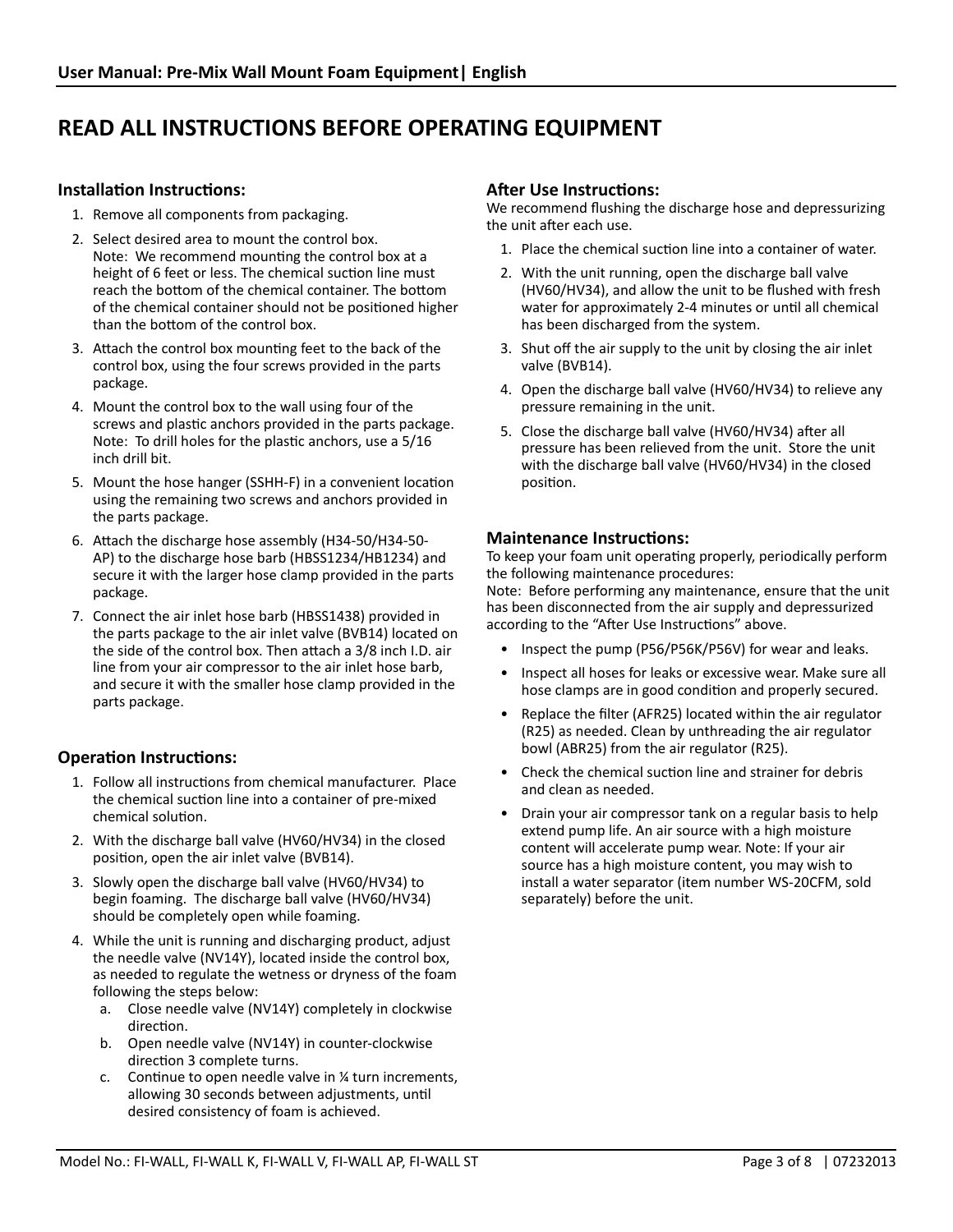# READ ALL INSTRUCTIONS BEFORE OPERATING EQUIPMENT

## Installation Instructions:

1. Remove all components from packaging.
2. Select desired area to mount the control box.
   Note: We recommend mounting the control box at a height of 6 feet or less. The chemical suction line must reach the bottom of the chemical container. The bottom of the chemical container should not be positioned higher than the bottom of the control box.
3. Attach the control box mounting feet to the back of the control box, using the four screws provided in the parts package.
4. Mount the control box to the wall using four of the screws and plastic anchors provided in the parts package.
   Note: To drill holes for the plastic anchors, use a 5/16 inch drill bit.
5. Mount the hose hanger (SSHH-F) in a convenient location using the remaining two screws and anchors provided in the parts package.
6. Attach the discharge hose assembly (H34-50/H34-50-AP) to the discharge hose barb (HBSS1234/HB1234) and secure it with the larger hose clamp provided in the parts package.
7. Connect the air inlet hose barb (HBSS1438) provided in the parts package to the air inlet valve (BVB14) located on the side of the control box. Then attach a 3/8 inch I.D. air line from your air compressor to the air inlet hose barb, and secure it with the smaller hose clamp provided in the parts package.

## Operation Instructions:

1. Follow all instructions from chemical manufacturer. Place the chemical suction line into a container of pre-mixed chemical solution.
2. With the discharge ball valve (HV60/HV34) in the closed position, open the air inlet valve (BVB14).
3. Slowly open the discharge ball valve (HV60/HV34) to begin foaming. The discharge ball valve (HV60/HV34) should be completely open while foaming.
4. While the unit is running and discharging product, adjust the needle valve (NV14Y), located inside the control box, as needed to regulate the wetness or dryness of the foam following the steps below:
   a. Close needle valve (NV14Y) completely in clockwise direction.
   b. Open needle valve (NV14Y) in counter-clockwise direction 3 complete turns.
   c. Continue to open needle valve in ¼ turn increments, allowing 30 seconds between adjustments, until desired consistency of foam is achieved.

## After Use Instructions:

We recommend flushing the discharge hose and depressurizing the unit after each use.

1. Place the chemical suction line into a container of water.
2. With the unit running, open the discharge ball valve (HV60/HV34), and allow the unit to be flushed with fresh water for approximately 2-4 minutes or until all chemical has been discharged from the system.
3. Shut off the air supply to the unit by closing the air inlet valve (BVB14).
4. Open the discharge ball valve (HV60/HV34) to relieve any pressure remaining in the unit.
5. Close the discharge ball valve (HV60/HV34) after all pressure has been relieved from the unit. Store the unit with the discharge ball valve (HV60/HV34) in the closed position.

## Maintenance Instructions:

To keep your foam unit operating properly, periodically perform the following maintenance procedures:
Note: Before performing any maintenance, ensure that the unit has been disconnected from the air supply and depressurized according to the "After Use Instructions" above.

- Inspect the pump (P56/P56K/P56V) for wear and leaks.
- Inspect all hoses for leaks or excessive wear. Make sure all hose clamps are in good condition and properly secured.
- Replace the filter (AFR25) located within the air regulator (R25) as needed. Clean by unthreading the air regulator bowl (ABR25) from the air regulator (R25).
- Check the chemical suction line and strainer for debris and clean as needed.
- Drain your air compressor tank on a regular basis to help extend pump life. An air source with a high moisture content will accelerate pump wear. Note: If your air source has a high moisture content, you may wish to install a water separator (item number WS-20CFM, sold separately) before the unit.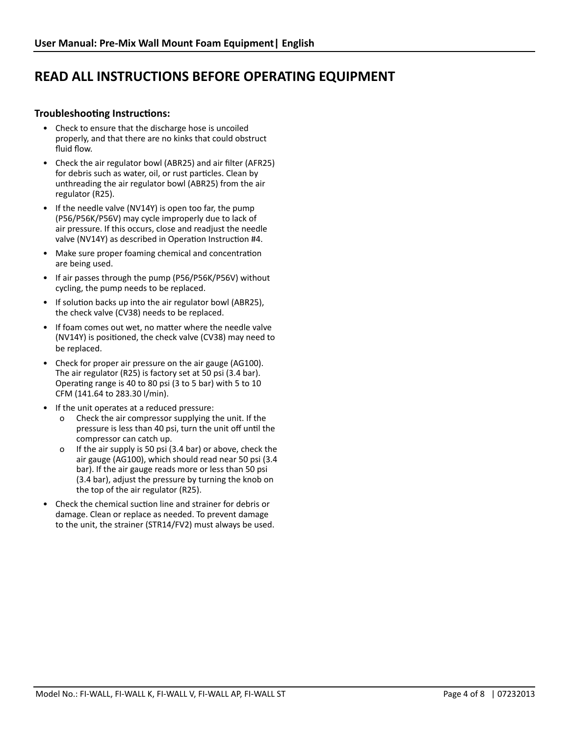# READ ALL INSTRUCTIONS BEFORE OPERATING EQUIPMENT

### Troubleshooting Instructions:

- Check to ensure that the discharge hose is uncoiled properly, and that there are no kinks that could obstruct fluid flow.
- Check the air regulator bowl (ABR25) and air filter (AFR25) for debris such as water, oil, or rust particles. Clean by unthreading the air regulator bowl (ABR25) from the air regulator (R25).
- If the needle valve (NV14Y) is open too far, the pump (P56/P56K/P56V) may cycle improperly due to lack of air pressure. If this occurs, close and readjust the needle valve (NV14Y) as described in Operation Instruction #4.
- Make sure proper foaming chemical and concentration are being used.
- If air passes through the pump (P56/P56K/P56V) without cycling, the pump needs to be replaced.
- If solution backs up into the air regulator bowl (ABR25), the check valve (CV38) needs to be replaced.
- If foam comes out wet, no matter where the needle valve (NV14Y) is positioned, the check valve (CV38) may need to be replaced.
- Check for proper air pressure on the air gauge (AG100). The air regulator (R25) is factory set at 50 psi (3.4 bar). Operating range is 40 to 80 psi (3 to 5 bar) with 5 to 10 CFM (141.64 to 283.30 l/min).
- If the unit operates at a reduced pressure:
  - Check the air compressor supplying the unit. If the pressure is less than 40 psi, turn the unit off until the compressor can catch up.
  - If the air supply is 50 psi (3.4 bar) or above, check the air gauge (AG100), which should read near 50 psi (3.4 bar). If the air gauge reads more or less than 50 psi (3.4 bar), adjust the pressure by turning the knob on the top of the air regulator (R25).
- Check the chemical suction line and strainer for debris or damage. Clean or replace as needed. To prevent damage to the unit, the strainer (STR14/FV2) must always be used.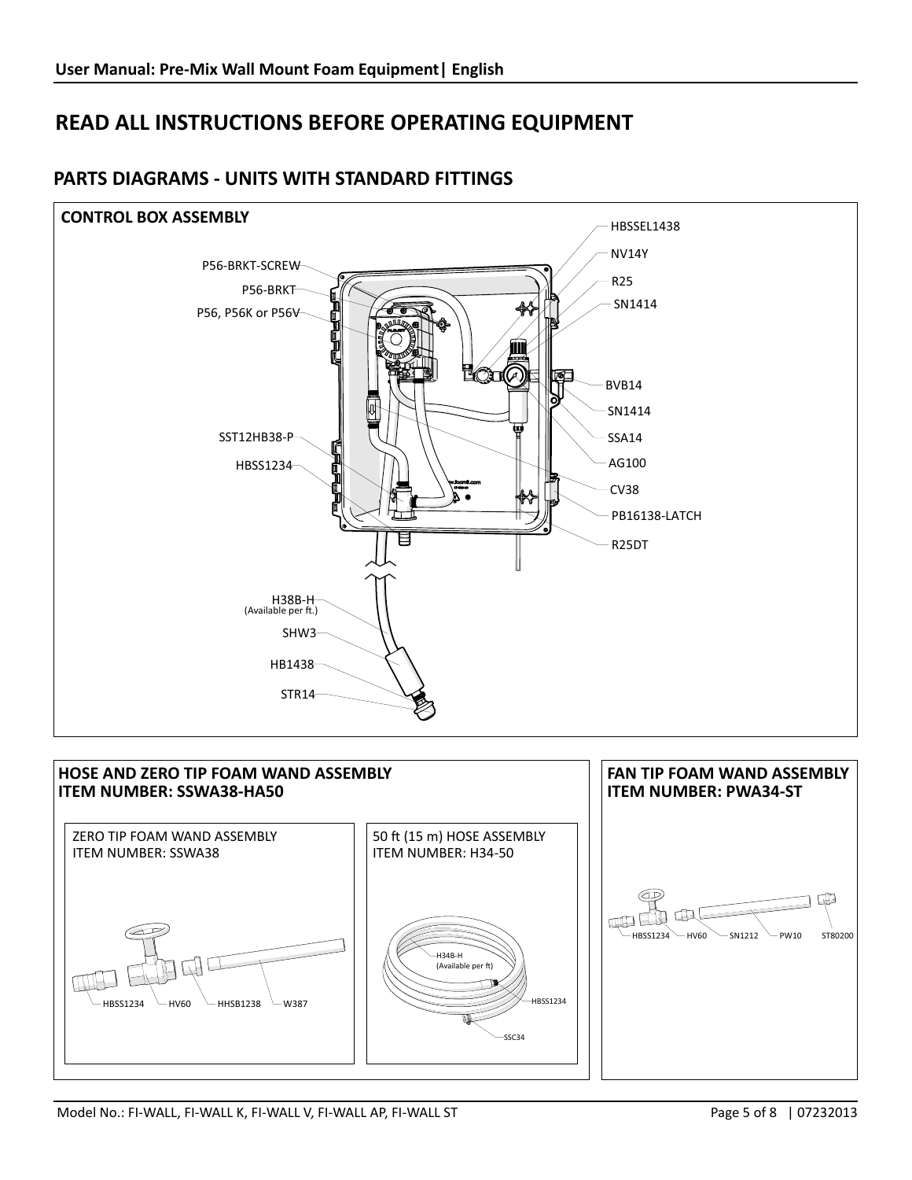# READ ALL INSTRUCTIONS BEFORE OPERATING EQUIPMENT

## PARTS DIAGRAMS - UNITS WITH STANDARD FITTINGS

### CONTROL BOX ASSEMBLY

P56-BRKT-SCREW
P56-BRKT
P56, P56K or P56V
SST12HB38-P
HBSS1234
H38B-H (Available per ft.)
SHW3
HB1438
STR14
HBSSEL1438
NV14Y
R25
SN1414
BVB14
SN1414
SSA14
AG100
CV38
PB16138-LATCH
R25DT

### HOSE AND ZERO TIP FOAM WAND ASSEMBLY ITEM NUMBER: SSWA38-HA50

ZERO TIP FOAM WAND ASSEMBLY
ITEM NUMBER: SSWA38

HBSS1234 HV60 HHSB1238 W387

50 ft (15 m) HOSE ASSEMBLY
ITEM NUMBER: H34-50

H34B-H (Available per ft)
HBSS1234
SSC34

### FAN TIP FOAM WAND ASSEMBLY ITEM NUMBER: PWA34-ST

HBSS1234 HV60 SN1212 PW10 ST80200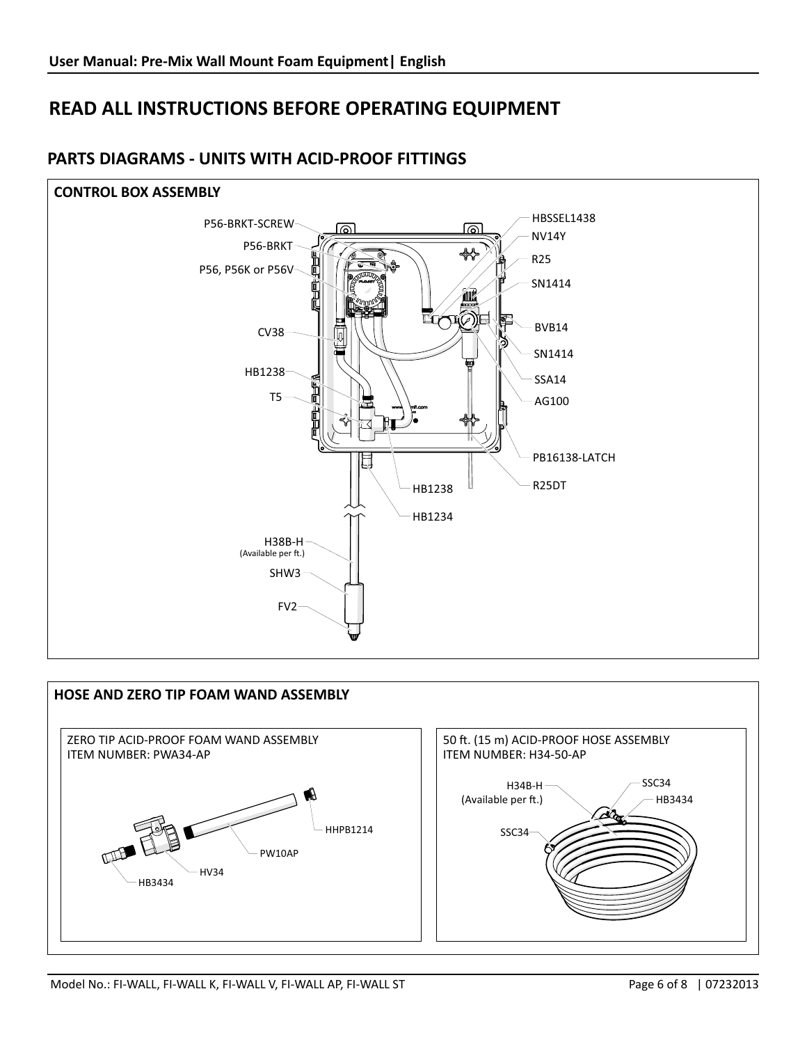# READ ALL INSTRUCTIONS BEFORE OPERATING EQUIPMENT

## PARTS DIAGRAMS - UNITS WITH ACID-PROOF FITTINGS

### CONTROL BOX ASSEMBLY

P56-BRKT-SCREW
P56-BRKT
P56, P56K or P56V
CV38
HB1238
T5
H38B-H
(Available per ft.)
SHW3
FV2
HBSSEL1438
NV14Y
R25
SN1414
BVB14
SN1414
SSA14
AG100
PB16138-LATCH
R25DT
HB1238
HB1234

### HOSE AND ZERO TIP FOAM WAND ASSEMBLY

ZERO TIP ACID-PROOF FOAM WAND ASSEMBLY
ITEM NUMBER: PWA34-AP

HHPB1214
PW10AP
HV34
HB3434

50 ft. (15 m) ACID-PROOF HOSE ASSEMBLY
ITEM NUMBER: H34-50-AP

H34B-H
(Available per ft.)
SSC34
HB3434
SSC34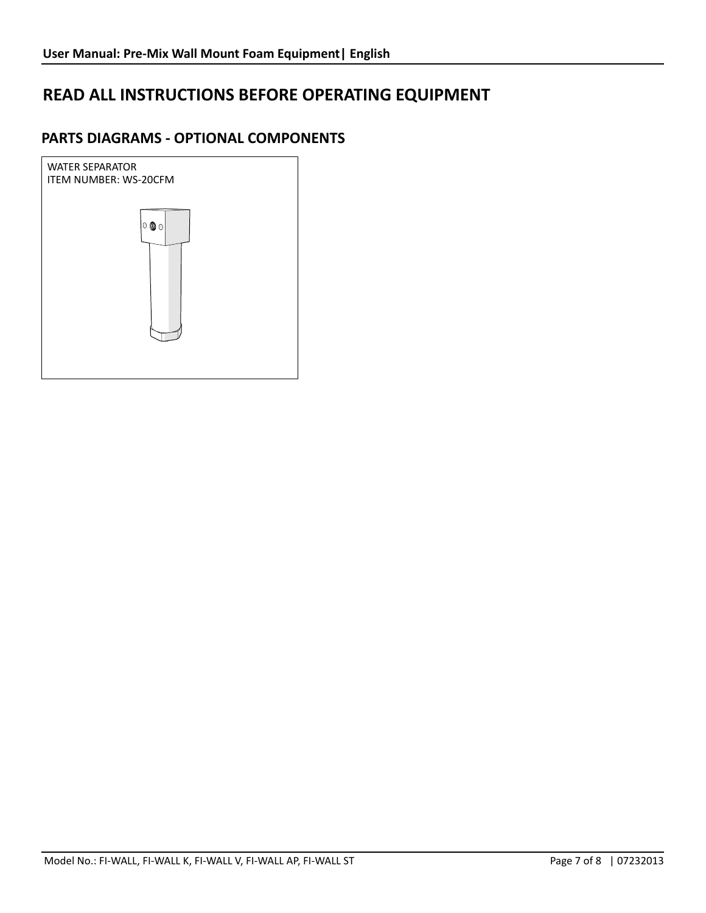# READ ALL INSTRUCTIONS BEFORE OPERATING EQUIPMENT

## PARTS DIAGRAMS - OPTIONAL COMPONENTS

WATER SEPARATOR
ITEM NUMBER: WS-20CFM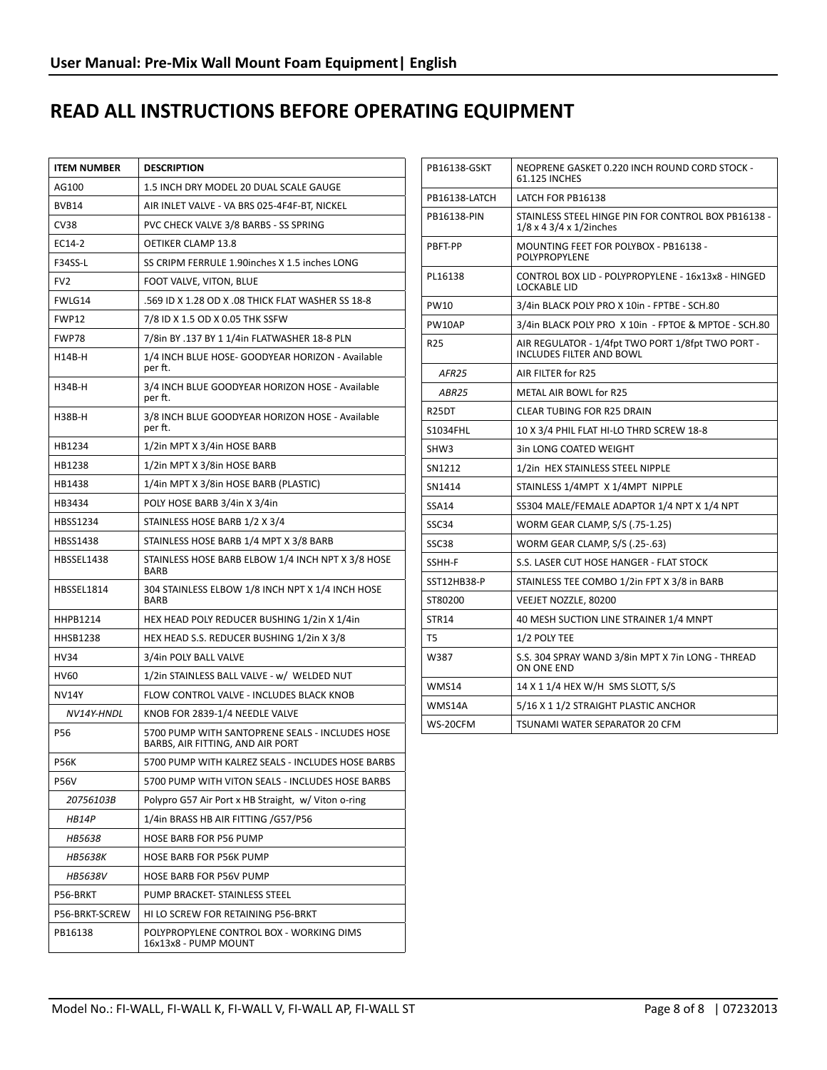## READ ALL INSTRUCTIONS BEFORE OPERATING EQUIPMENT

| ITEM NUMBER | DESCRIPTION |
|---|---|
| AG100 | 1.5 INCH DRY MODEL 20 DUAL SCALE GAUGE |
| BVB14 | AIR INLET VALVE - VA BRS 025-4F4F-BT, NICKEL |
| CV38 | PVC CHECK VALVE 3/8 BARBS - SS SPRING |
| EC14-2 | OETIKER CLAMP 13.8 |
| F34SS-L | SS CRIPM FERRULE 1.90inches X 1.5 inches LONG |
| FV2 | FOOT VALVE, VITON, BLUE |
| FWLG14 | .569 ID X 1.28 OD X .08 THICK FLAT WASHER SS 18-8 |
| FWP12 | 7/8 ID X 1.5 OD X 0.05 THK SSFW |
| FWP78 | 7/8in BY .137 BY 1 1/4in FLATWASHER 18-8 PLN |
| H14B-H | 1/4 INCH BLUE HOSE- GOODYEAR HORIZON - Available per ft. |
| H34B-H | 3/4 INCH BLUE GOODYEAR HORIZON HOSE - Available per ft. |
| H38B-H | 3/8 INCH BLUE GOODYEAR HORIZON HOSE - Available per ft. |
| HB1234 | 1/2in MPT X 3/4in HOSE BARB |
| HB1238 | 1/2in MPT X 3/8in HOSE BARB |
| HB1438 | 1/4in MPT X 3/8in HOSE BARB (PLASTIC) |
| HB3434 | POLY HOSE BARB 3/4in X 3/4in |
| HBSS1234 | STAINLESS HOSE BARB 1/2 X 3/4 |
| HBSS1438 | STAINLESS HOSE BARB 1/4 MPT X 3/8 BARB |
| HBSSEL1438 | STAINLESS HOSE BARB ELBOW 1/4 INCH NPT X 3/8 HOSE BARB |
| HBSSEL1814 | 304 STAINLESS ELBOW 1/8 INCH NPT X 1/4 INCH HOSE BARB |
| HHPB1214 | HEX HEAD POLY REDUCER BUSHING 1/2in X 1/4in |
| HHSB1238 | HEX HEAD S.S. REDUCER BUSHING 1/2in X 3/8 |
| HV34 | 3/4in POLY BALL VALVE |
| HV60 | 1/2in STAINLESS BALL VALVE - w/ WELDED NUT |
| NV14Y | FLOW CONTROL VALVE - INCLUDES BLACK KNOB |
| *NV14Y-HNDL* | KNOB FOR 2839-1/4 NEEDLE VALVE |
| P56 | 5700 PUMP WITH SANTOPRENE SEALS - INCLUDES HOSE BARBS, AIR FITTING, AND AIR PORT |
| P56K | 5700 PUMP WITH KALREZ SEALS - INCLUDES HOSE BARBS |
| P56V | 5700 PUMP WITH VITON SEALS - INCLUDES HOSE BARBS |
| *20756103B* | Polypro G57 Air Port x HB Straight, w/ Viton o-ring |
| *HB14P* | 1/4in BRASS HB AIR FITTING /G57/P56 |
| *HB5638* | HOSE BARB FOR P56 PUMP |
| *HB5638K* | HOSE BARB FOR P56K PUMP |
| *HB5638V* | HOSE BARB FOR P56V PUMP |
| P56-BRKT | PUMP BRACKET- STAINLESS STEEL |
| P56-BRKT-SCREW | HI LO SCREW FOR RETAINING P56-BRKT |
| PB16138 | POLYPROPYLENE CONTROL BOX - WORKING DIMS 16x13x8 - PUMP MOUNT |
| PB16138-GSKT | NEOPRENE GASKET 0.220 INCH ROUND CORD STOCK - 61.125 INCHES |
| PB16138-LATCH | LATCH FOR PB16138 |
| PB16138-PIN | STAINLESS STEEL HINGE PIN FOR CONTROL BOX PB16138 - 1/8 x 4 3/4 x 1/2inches |
| PBFT-PP | MOUNTING FEET FOR POLYBOX - PB16138 - POLYPROPYLENE |
| PL16138 | CONTROL BOX LID - POLYPROPYLENE - 16x13x8 - HINGED LOCKABLE LID |
| PW10 | 3/4in BLACK POLY PRO X 10in - FPTBE - SCH.80 |
| PW10AP | 3/4in BLACK POLY PRO X 10in - FPTOE & MPTOE - SCH.80 |
| R25 | AIR REGULATOR - 1/4fpt TWO PORT 1/8fpt TWO PORT - INCLUDES FILTER AND BOWL |
| *AFR25* | AIR FILTER for R25 |
| *ABR25* | METAL AIR BOWL for R25 |
| R25DT | CLEAR TUBING FOR R25 DRAIN |
| S1034FHL | 10 X 3/4 PHIL FLAT HI-LO THRD SCREW 18-8 |
| SHW3 | 3in LONG COATED WEIGHT |
| SN1212 | 1/2in HEX STAINLESS STEEL NIPPLE |
| SN1414 | STAINLESS 1/4MPT X 1/4MPT NIPPLE |
| SSA14 | SS304 MALE/FEMALE ADAPTOR 1/4 NPT X 1/4 NPT |
| SSC34 | WORM GEAR CLAMP, S/S (.75-1.25) |
| SSC38 | WORM GEAR CLAMP, S/S (.25-.63) |
| SSHH-F | S.S. LASER CUT HOSE HANGER - FLAT STOCK |
| SST12HB38-P | STAINLESS TEE COMBO 1/2in FPT X 3/8 in BARB |
| ST80200 | VEEJET NOZZLE, 80200 |
| STR14 | 40 MESH SUCTION LINE STRAINER 1/4 MNPT |
| T5 | 1/2 POLY TEE |
| W387 | S.S. 304 SPRAY WAND 3/8in MPT X 7in LONG - THREAD ON ONE END |
| WMS14 | 14 X 1 1/4 HEX W/H SMS SLOTT, S/S |
| WMS14A | 5/16 X 1 1/2 STRAIGHT PLASTIC ANCHOR |
| WS-20CFM | TSUNAMI WATER SEPARATOR 20 CFM |